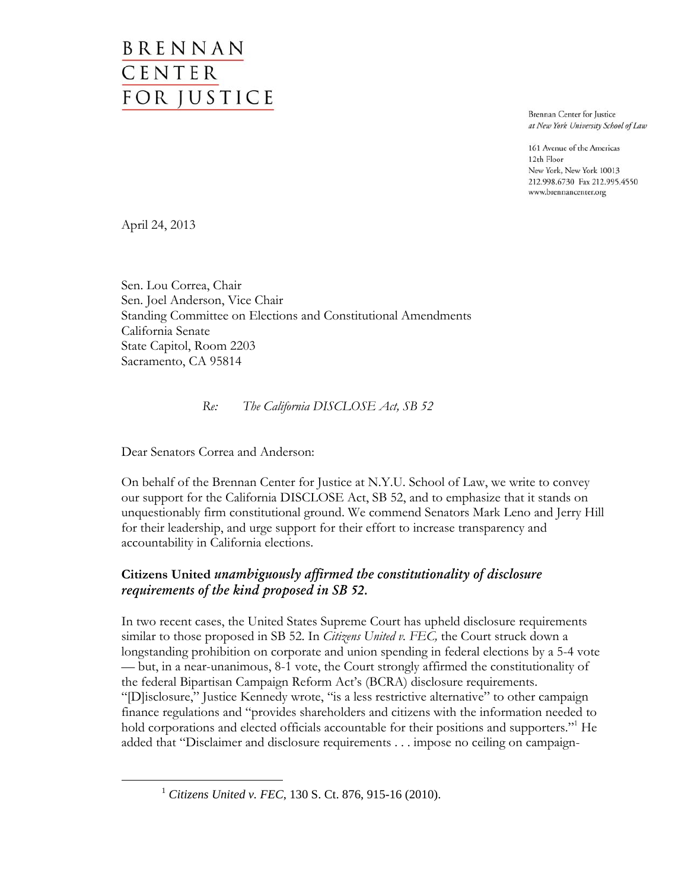# BRENNAN CENTER FOR JUSTICE

Brennan Center for Justice
*at New York University School of Law*

161 Avenue of the Americas
12th Floor
New York, New York 10013
212.998.6730 Fax 212.995.4550
www.brennancenter.org

April 24, 2013

Sen. Lou Correa, Chair
Sen. Joel Anderson, Vice Chair
Standing Committee on Elections and Constitutional Amendments
California Senate
State Capitol, Room 2203
Sacramento, CA 95814

*Re: The California DISCLOSE Act, SB 52*

Dear Senators Correa and Anderson:

On behalf of the Brennan Center for Justice at N.Y.U. School of Law, we write to convey our support for the California DISCLOSE Act, SB 52, and to emphasize that it stands on unquestionably firm constitutional ground. We commend Senators Mark Leno and Jerry Hill for their leadership, and urge support for their effort to increase transparency and accountability in California elections.

### **Citizens United** *unambiguously affirmed the constitutionality of disclosure requirements of the kind proposed in SB 52.*

In two recent cases, the United States Supreme Court has upheld disclosure requirements similar to those proposed in SB 52. In *Citizens United v. FEC,* the Court struck down a longstanding prohibition on corporate and union spending in federal elections by a 5-4 vote — but, in a near-unanimous, 8-1 vote, the Court strongly affirmed the constitutionality of the federal Bipartisan Campaign Reform Act's (BCRA) disclosure requirements. "[D]isclosure," Justice Kennedy wrote, "is a less restrictive alternative" to other campaign finance regulations and "provides shareholders and citizens with the information needed to hold corporations and elected officials accountable for their positions and supporters."[1] He added that "Disclaimer and disclosure requirements . . . impose no ceiling on campaign-

---

[1] *Citizens United v. FEC*, 130 S. Ct. 876, 915-16 (2010).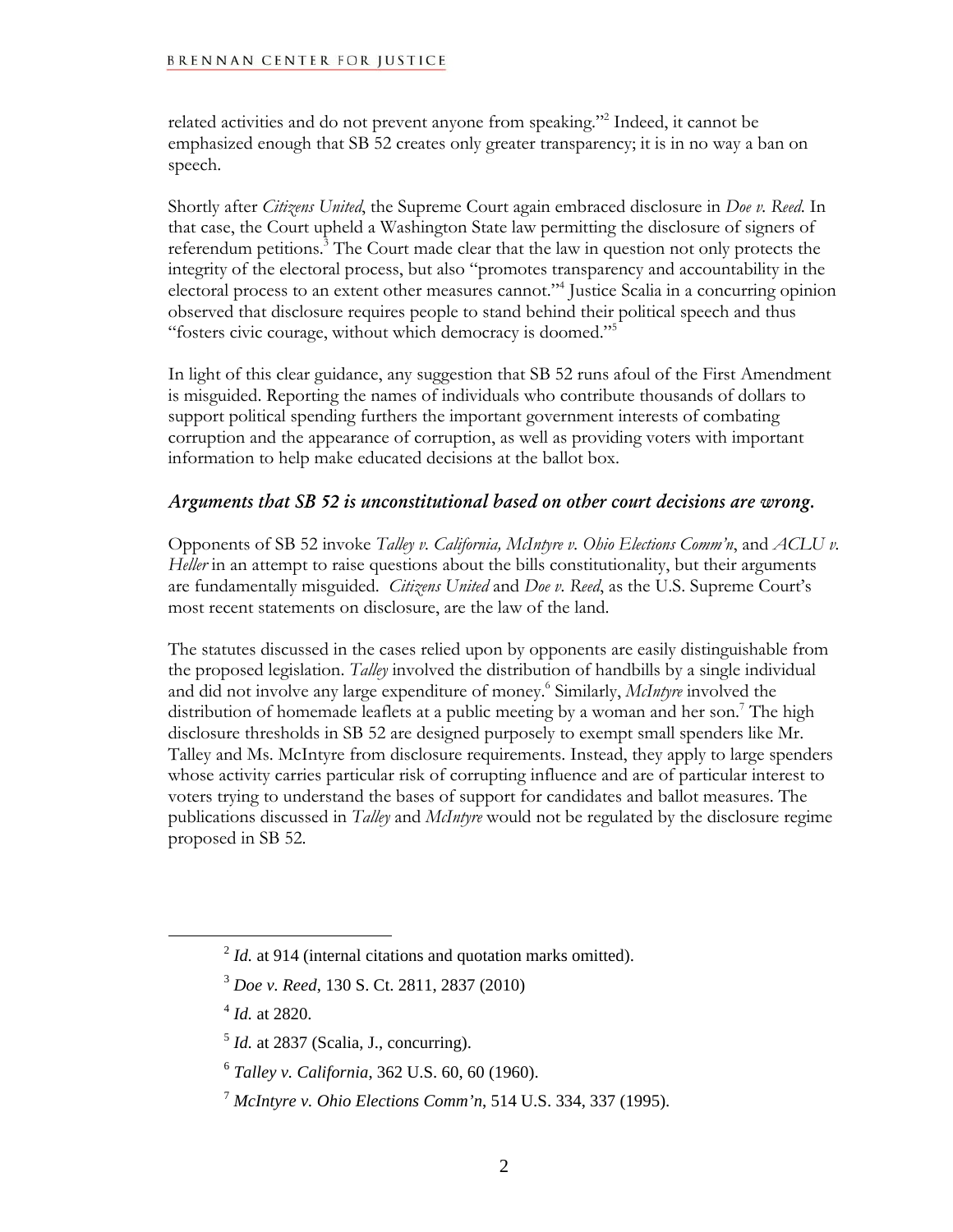related activities and do not prevent anyone from speaking."[2] Indeed, it cannot be emphasized enough that SB 52 creates only greater transparency; it is in no way a ban on speech.

Shortly after *Citizens United*, the Supreme Court again embraced disclosure in *Doe v. Reed*. In that case, the Court upheld a Washington State law permitting the disclosure of signers of referendum petitions.[3] The Court made clear that the law in question not only protects the integrity of the electoral process, but also "promotes transparency and accountability in the electoral process to an extent other measures cannot."[4] Justice Scalia in a concurring opinion observed that disclosure requires people to stand behind their political speech and thus "fosters civic courage, without which democracy is doomed."[5]

In light of this clear guidance, any suggestion that SB 52 runs afoul of the First Amendment is misguided. Reporting the names of individuals who contribute thousands of dollars to support political spending furthers the important government interests of combating corruption and the appearance of corruption, as well as providing voters with important information to help make educated decisions at the ballot box.

### *Arguments that SB 52 is unconstitutional based on other court decisions are wrong.*

Opponents of SB 52 invoke *Talley v. California, McIntyre v. Ohio Elections Comm'n*, and *ACLU v. Heller* in an attempt to raise questions about the bills constitutionality, but their arguments are fundamentally misguided. *Citizens United* and *Doe v. Reed*, as the U.S. Supreme Court's most recent statements on disclosure, are the law of the land.

The statutes discussed in the cases relied upon by opponents are easily distinguishable from the proposed legislation. *Talley* involved the distribution of handbills by a single individual and did not involve any large expenditure of money.[6] Similarly, *McIntyre* involved the distribution of homemade leaflets at a public meeting by a woman and her son.[7] The high disclosure thresholds in SB 52 are designed purposely to exempt small spenders like Mr. Talley and Ms. McIntyre from disclosure requirements. Instead, they apply to large spenders whose activity carries particular risk of corrupting influence and are of particular interest to voters trying to understand the bases of support for candidates and ballot measures. The publications discussed in *Talley* and *McIntyre* would not be regulated by the disclosure regime proposed in SB 52.

---

[2] *Id.* at 914 (internal citations and quotation marks omitted).

[3] *Doe v. Reed*, 130 S. Ct. 2811, 2837 (2010)

[4] *Id.* at 2820.

[5] *Id.* at 2837 (Scalia, J., concurring).

[6] *Talley v. California*, 362 U.S. 60, 60 (1960).

[7] *McIntyre v. Ohio Elections Comm'n*, 514 U.S. 334, 337 (1995).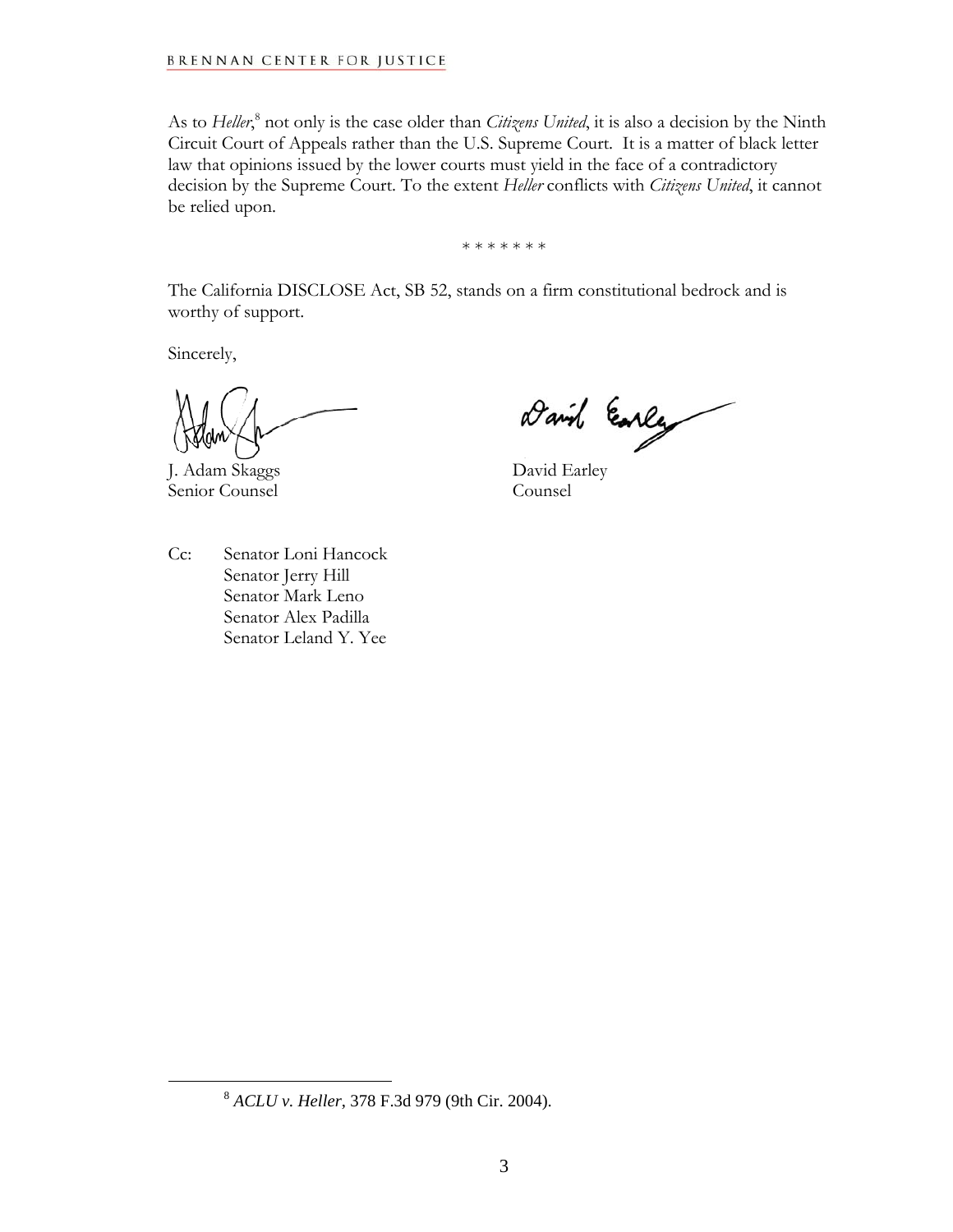As to *Heller*,[8] not only is the case older than *Citizens United*, it is also a decision by the Ninth Circuit Court of Appeals rather than the U.S. Supreme Court. It is a matter of black letter law that opinions issued by the lower courts must yield in the face of a contradictory decision by the Supreme Court. To the extent *Heller* conflicts with *Citizens United*, it cannot be relied upon.

\* \* \* \* \* \* \*

The California DISCLOSE Act, SB 52, stands on a firm constitutional bedrock and is worthy of support.

Sincerely,

J. Adam Skaggs
Senior Counsel

David Earley
Counsel

Cc: Senator Loni Hancock
Senator Jerry Hill
Senator Mark Leno
Senator Alex Padilla
Senator Leland Y. Yee

---

[8] *ACLU v. Heller*, 378 F.3d 979 (9th Cir. 2004).